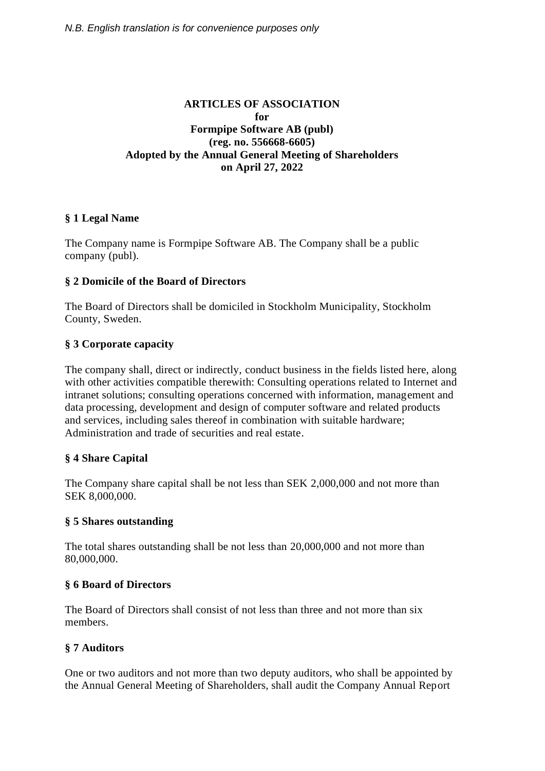*N.B. English translation is for convenience purposes only*

# ARTICLES OF ASSOCIATION for Formpipe Software AB (publ) (reg. no. 556668-6605) Adopted by the Annual General Meeting of Shareholders on April 27, 2022

## § 1 Legal Name

The Company name is Formpipe Software AB. The Company shall be a public company (publ).

## § 2 Domicile of the Board of Directors

The Board of Directors shall be domiciled in Stockholm Municipality, Stockholm County, Sweden.

## § 3 Corporate capacity

The company shall, direct or indirectly, conduct business in the fields listed here, along with other activities compatible therewith: Consulting operations related to Internet and intranet solutions; consulting operations concerned with information, management and data processing, development and design of computer software and related products and services, including sales thereof in combination with suitable hardware; Administration and trade of securities and real estate.

## § 4 Share Capital

The Company share capital shall be not less than SEK 2,000,000 and not more than SEK 8,000,000.

## § 5 Shares outstanding

The total shares outstanding shall be not less than 20,000,000 and not more than 80,000,000.

## § 6 Board of Directors

The Board of Directors shall consist of not less than three and not more than six members.

## § 7 Auditors

One or two auditors and not more than two deputy auditors, who shall be appointed by the Annual General Meeting of Shareholders, shall audit the Company Annual Report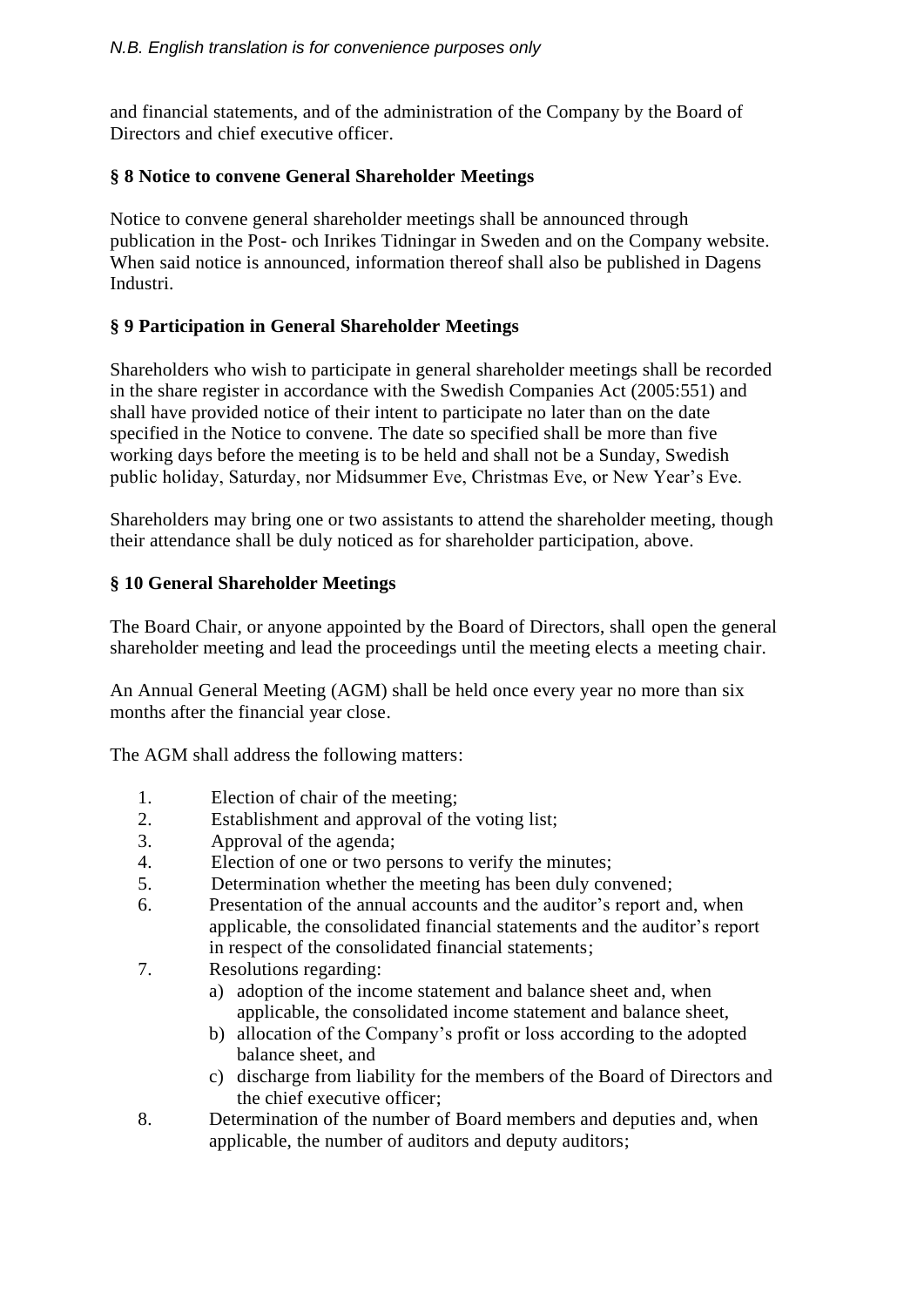and financial statements, and of the administration of the Company by the Board of Directors and chief executive officer.

### § 8 Notice to convene General Shareholder Meetings

Notice to convene general shareholder meetings shall be announced through publication in the Post- och Inrikes Tidningar in Sweden and on the Company website. When said notice is announced, information thereof shall also be published in Dagens Industri.

### § 9 Participation in General Shareholder Meetings

Shareholders who wish to participate in general shareholder meetings shall be recorded in the share register in accordance with the Swedish Companies Act (2005:551) and shall have provided notice of their intent to participate no later than on the date specified in the Notice to convene. The date so specified shall be more than five working days before the meeting is to be held and shall not be a Sunday, Swedish public holiday, Saturday, nor Midsummer Eve, Christmas Eve, or New Year's Eve.

Shareholders may bring one or two assistants to attend the shareholder meeting, though their attendance shall be duly noticed as for shareholder participation, above.

### § 10 General Shareholder Meetings

The Board Chair, or anyone appointed by the Board of Directors, shall open the general shareholder meeting and lead the proceedings until the meeting elects a meeting chair.

An Annual General Meeting (AGM) shall be held once every year no more than six months after the financial year close.

The AGM shall address the following matters:

1. Election of chair of the meeting;
2. Establishment and approval of the voting list;
3. Approval of the agenda;
4. Election of one or two persons to verify the minutes;
5. Determination whether the meeting has been duly convened;
6. Presentation of the annual accounts and the auditor's report and, when applicable, the consolidated financial statements and the auditor's report in respect of the consolidated financial statements;
7. Resolutions regarding:
   a) adoption of the income statement and balance sheet and, when applicable, the consolidated income statement and balance sheet,
   b) allocation of the Company's profit or loss according to the adopted balance sheet, and
   c) discharge from liability for the members of the Board of Directors and the chief executive officer;
8. Determination of the number of Board members and deputies and, when applicable, the number of auditors and deputy auditors;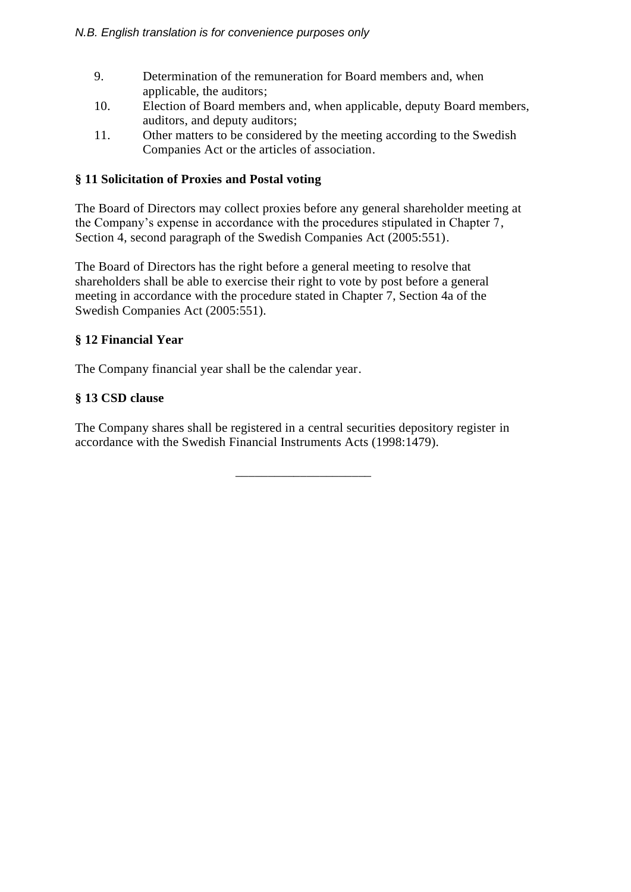9. Determination of the remuneration for Board members and, when applicable, the auditors;
10. Election of Board members and, when applicable, deputy Board members, auditors, and deputy auditors;
11. Other matters to be considered by the meeting according to the Swedish Companies Act or the articles of association.

**§ 11 Solicitation of Proxies and Postal voting**

The Board of Directors may collect proxies before any general shareholder meeting at the Company's expense in accordance with the procedures stipulated in Chapter 7, Section 4, second paragraph of the Swedish Companies Act (2005:551).

The Board of Directors has the right before a general meeting to resolve that shareholders shall be able to exercise their right to vote by post before a general meeting in accordance with the procedure stated in Chapter 7, Section 4a of the Swedish Companies Act (2005:551).

**§ 12 Financial Year**

The Company financial year shall be the calendar year.

**§ 13 CSD clause**

The Company shares shall be registered in a central securities depository register in accordance with the Swedish Financial Instruments Acts (1998:1479).

\_\_\_\_\_\_\_\_\_\_\_\_\_\_\_\_\_\_\_\_